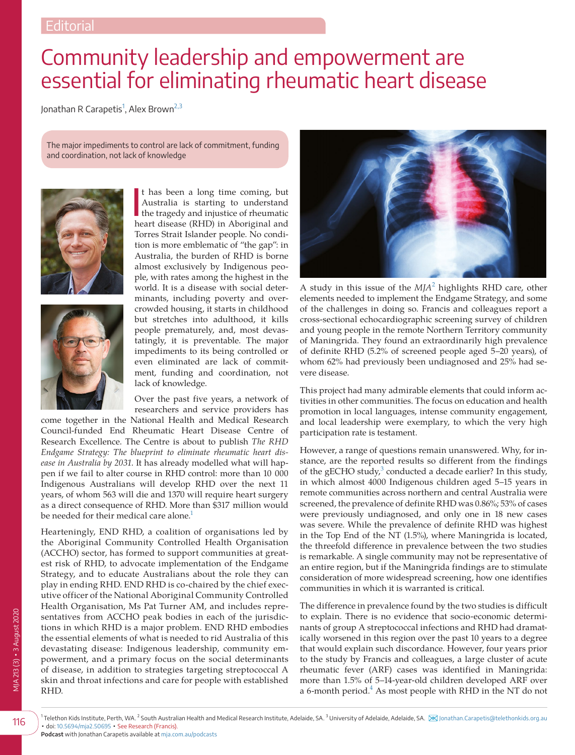Editorial

# Community leadership and empowerment are essential for eliminating rheumatic heart disease

Jonathan R Carapetis[1], Alex Brown[2,3]

> The major impediments to control are lack of commitment, funding and coordination, not lack of knowledge

It has been a long time coming, but Australia is starting to understand the tragedy and injustice of rheumatic heart disease (RHD) in Aboriginal and Torres Strait Islander people. No condition is more emblematic of "the gap": in Australia, the burden of RHD is borne almost exclusively by Indigenous people, with rates among the highest in the world. It is a disease with social determinants, including poverty and overcrowded housing, it starts in childhood but stretches into adulthood, it kills people prematurely, and, most devastatingly, it is preventable. The major impediments to its being controlled or even eliminated are lack of commitment, funding and coordination, not lack of knowledge.

Over the past five years, a network of researchers and service providers has come together in the National Health and Medical Research Council-funded End Rheumatic Heart Disease Centre of Research Excellence. The Centre is about to publish *The RHD Endgame Strategy: The blueprint to eliminate rheumatic heart disease in Australia by 2031*. It has already modelled what will happen if we fail to alter course in RHD control: more than 10 000 Indigenous Australians will develop RHD over the next 11 years, of whom 563 will die and 1370 will require heart surgery as a direct consequence of RHD. More than $317 million would be needed for their medical care alone.[1]

Hearteningly, END RHD, a coalition of organisations led by the Aboriginal Community Controlled Health Organisation (ACCHO) sector, has formed to support communities at greatest risk of RHD, to advocate implementation of the Endgame Strategy, and to educate Australians about the role they can play in ending RHD. END RHD is co-chaired by the chief executive officer of the National Aboriginal Community Controlled Health Organisation, Ms Pat Turner AM, and includes representatives from ACCHO peak bodies in each of the jurisdictions in which RHD is a major problem. END RHD embodies the essential elements of what is needed to rid Australia of this devastating disease: Indigenous leadership, community empowerment, and a primary focus on the social determinants of disease, in addition to strategies targeting streptococcal A skin and throat infections and care for people with established RHD.

A study in this issue of the *MJA*[2] highlights RHD care, other elements needed to implement the Endgame Strategy, and some of the challenges in doing so. Francis and colleagues report a cross-sectional echocardiographic screening survey of children and young people in the remote Northern Territory community of Maningrida. They found an extraordinarily high prevalence of definite RHD (5.2% of screened people aged 5–20 years), of whom 62% had previously been undiagnosed and 25% had severe disease.

This project had many admirable elements that could inform activities in other communities. The focus on education and health promotion in local languages, intense community engagement, and local leadership were exemplary, to which the very high participation rate is testament.

However, a range of questions remain unanswered. Why, for instance, are the reported results so different from the findings of the gECHO study,[3] conducted a decade earlier? In this study, in which almost 4000 Indigenous children aged 5–15 years in remote communities across northern and central Australia were screened, the prevalence of definite RHD was 0.86%; 53% of cases were previously undiagnosed, and only one in 18 new cases was severe. While the prevalence of definite RHD was highest in the Top End of the NT (1.5%), where Maningrida is located, the threefold difference in prevalence between the two studies is remarkable. A single community may not be representative of an entire region, but if the Maningrida findings are to stimulate consideration of more widespread screening, how one identifies communities in which it is warranted is critical.

The difference in prevalence found by the two studies is difficult to explain. There is no evidence that socio-economic determinants of group A streptococcal infections and RHD had dramatically worsened in this region over the past 10 years to a degree that would explain such discordance. However, four years prior to the study by Francis and colleagues, a large cluster of acute rheumatic fever (ARF) cases was identified in Maningrida: more than 1.5% of 5–14-year-old children developed ARF over a 6-month period.[4] As most people with RHD in the NT do not

[1] Telethon Kids Institute, Perth, WA. [2] South Australian Health and Medical Research Institute, Adelaide, SA. [3] University of Adelaide, Adelaide, SA. Jonathan.Carapetis@telethonkids.org.au • doi: 10.5694/mja2.50695 • See Research (Francis).

**Podcast** with Jonathan Carapetis available at mja.com.au/podcasts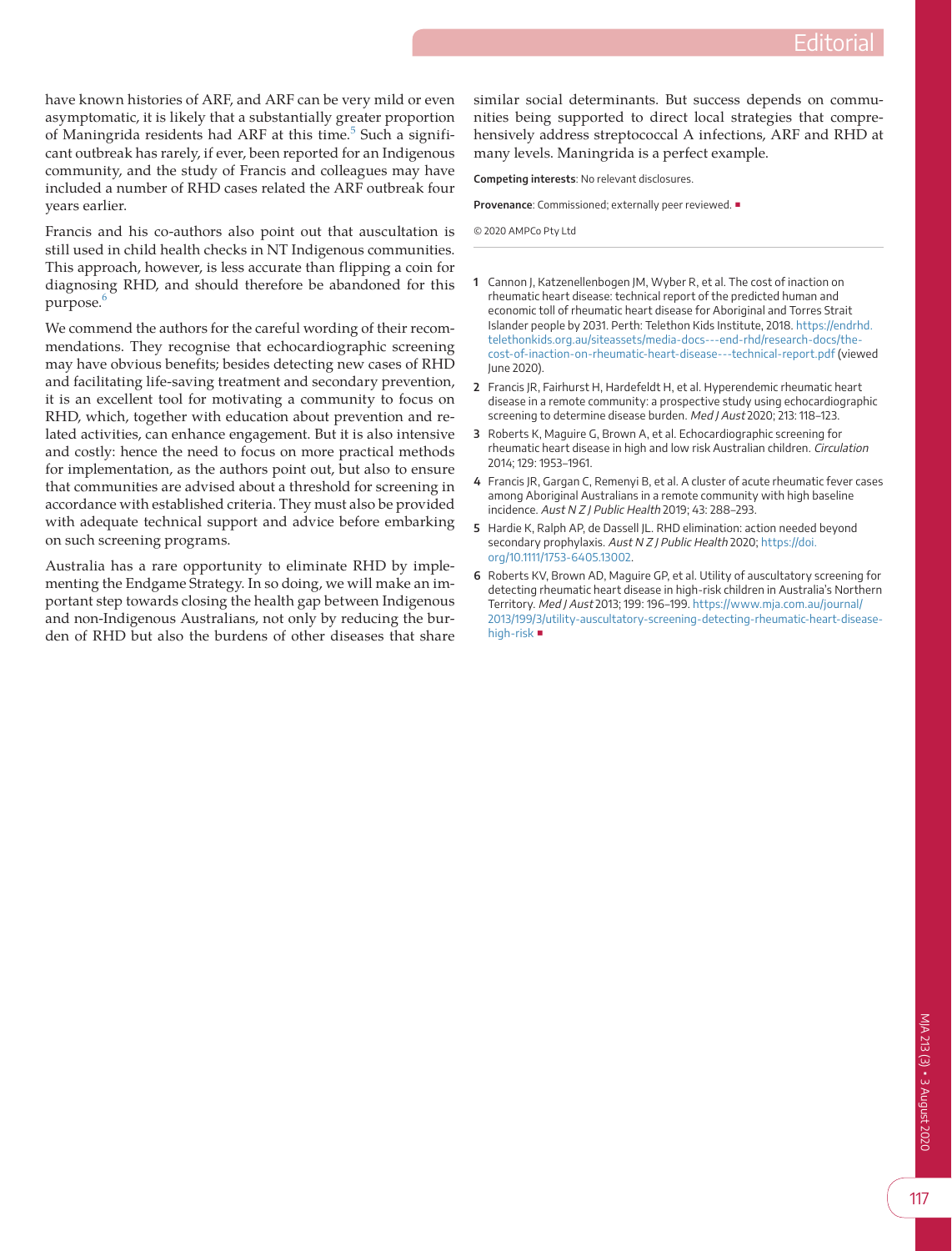have known histories of ARF, and ARF can be very mild or even asymptomatic, it is likely that a substantially greater proportion of Maningrida residents had ARF at this time.[5] Such a significant outbreak has rarely, if ever, been reported for an Indigenous community, and the study of Francis and colleagues may have included a number of RHD cases related the ARF outbreak four years earlier.

Francis and his co-authors also point out that auscultation is still used in child health checks in NT Indigenous communities. This approach, however, is less accurate than flipping a coin for diagnosing RHD, and should therefore be abandoned for this purpose.[6]

We commend the authors for the careful wording of their recommendations. They recognise that echocardiographic screening may have obvious benefits; besides detecting new cases of RHD and facilitating life-saving treatment and secondary prevention, it is an excellent tool for motivating a community to focus on RHD, which, together with education about prevention and related activities, can enhance engagement. But it is also intensive and costly: hence the need to focus on more practical methods for implementation, as the authors point out, but also to ensure that communities are advised about a threshold for screening in accordance with established criteria. They must also be provided with adequate technical support and advice before embarking on such screening programs.

Australia has a rare opportunity to eliminate RHD by implementing the Endgame Strategy. In so doing, we will make an important step towards closing the health gap between Indigenous and non-Indigenous Australians, not only by reducing the burden of RHD but also the burdens of other diseases that share similar social determinants. But success depends on communities being supported to direct local strategies that comprehensively address streptococcal A infections, ARF and RHD at many levels. Maningrida is a perfect example.

**Competing interests**: No relevant disclosures.

**Provenance**: Commissioned; externally peer reviewed. ■

© 2020 AMPCo Pty Ltd

1. Cannon J, Katzenellenbogen JM, Wyber R, et al. The cost of inaction on rheumatic heart disease: technical report of the predicted human and economic toll of rheumatic heart disease for Aboriginal and Torres Strait Islander people by 2031. Perth: Telethon Kids Institute, 2018. https://endrhd.telethonkids.org.au/siteassets/media-docs---end-rhd/research-docs/the-cost-of-inaction-on-rheumatic-heart-disease---technical-report.pdf (viewed June 2020).
2. Francis JR, Fairhurst H, Hardefeldt H, et al. Hyperendemic rheumatic heart disease in a remote community: a prospective study using echocardiographic screening to determine disease burden. *Med J Aust* 2020; 213: 118–123.
3. Roberts K, Maguire G, Brown A, et al. Echocardiographic screening for rheumatic heart disease in high and low risk Australian children. *Circulation* 2014; 129: 1953–1961.
4. Francis JR, Gargan C, Remenyi B, et al. A cluster of acute rheumatic fever cases among Aboriginal Australians in a remote community with high baseline incidence. *Aust N Z J Public Health* 2019; 43: 288–293.
5. Hardie K, Ralph AP, de Dassell JL. RHD elimination: action needed beyond secondary prophylaxis. *Aust N Z J Public Health* 2020; https://doi.org/10.1111/1753-6405.13002.
6. Roberts KV, Brown AD, Maguire GP, et al. Utility of auscultatory screening for detecting rheumatic heart disease in high-risk children in Australia's Northern Territory. *Med J Aust* 2013; 199: 196–199. https://www.mja.com.au/journal/2013/199/3/utility-auscultatory-screening-detecting-rheumatic-heart-disease-high-risk ■